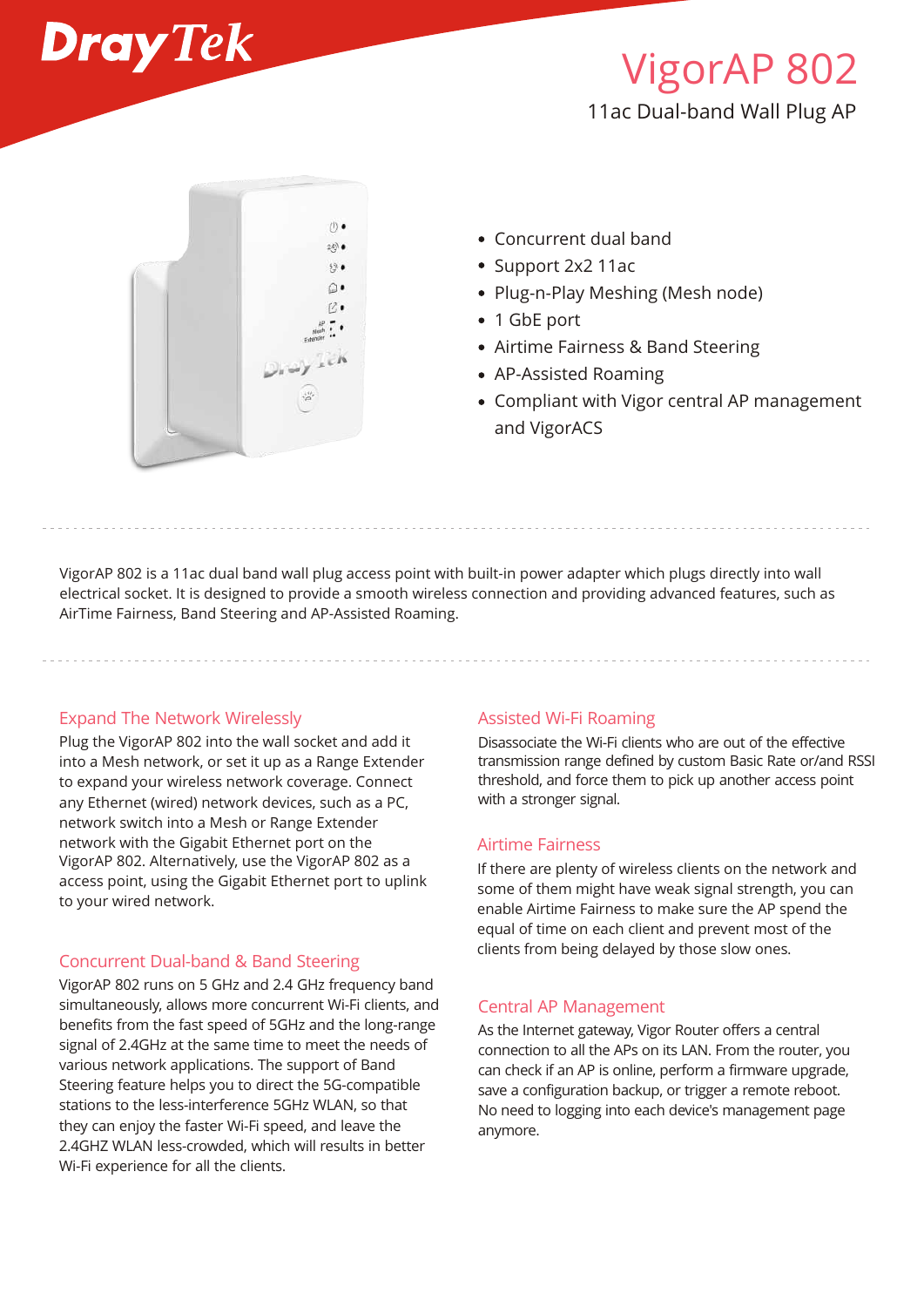DrayTek

# VigorAP 802

11ac Dual-band Wall Plug AP

- Concurrent dual band
- Support 2x2 11ac
- Plug-n-Play Meshing (Mesh node)
- 1 GbE port
- Airtime Fairness & Band Steering
- AP-Assisted Roaming
- Compliant with Vigor central AP management and VigorACS

VigorAP 802 is a 11ac dual band wall plug access point with built-in power adapter which plugs directly into wall electrical socket. It is designed to provide a smooth wireless connection and providing advanced features, such as AirTime Fairness, Band Steering and AP-Assisted Roaming.

## Expand The Network Wirelessly

Plug the VigorAP 802 into the wall socket and add it into a Mesh network, or set it up as a Range Extender to expand your wireless network coverage. Connect any Ethernet (wired) network devices, such as a PC, network switch into a Mesh or Range Extender network with the Gigabit Ethernet port on the VigorAP 802. Alternatively, use the VigorAP 802 as a access point, using the Gigabit Ethernet port to uplink to your wired network.

## Concurrent Dual-band & Band Steering

VigorAP 802 runs on 5 GHz and 2.4 GHz frequency band simultaneously, allows more concurrent Wi-Fi clients, and benefits from the fast speed of 5GHz and the long-range signal of 2.4GHz at the same time to meet the needs of various network applications. The support of Band Steering feature helps you to direct the 5G-compatible stations to the less-interference 5GHz WLAN, so that they can enjoy the faster Wi-Fi speed, and leave the 2.4GHZ WLAN less-crowded, which will results in better Wi-Fi experience for all the clients.

## Assisted Wi-Fi Roaming

Disassociate the Wi-Fi clients who are out of the effective transmission range defined by custom Basic Rate or/and RSSI threshold, and force them to pick up another access point with a stronger signal.

## Airtime Fairness

If there are plenty of wireless clients on the network and some of them might have weak signal strength, you can enable Airtime Fairness to make sure the AP spend the equal of time on each client and prevent most of the clients from being delayed by those slow ones.

## Central AP Management

As the Internet gateway, Vigor Router offers a central connection to all the APs on its LAN. From the router, you can check if an AP is online, perform a firmware upgrade, save a configuration backup, or trigger a remote reboot. No need to logging into each device's management page anymore.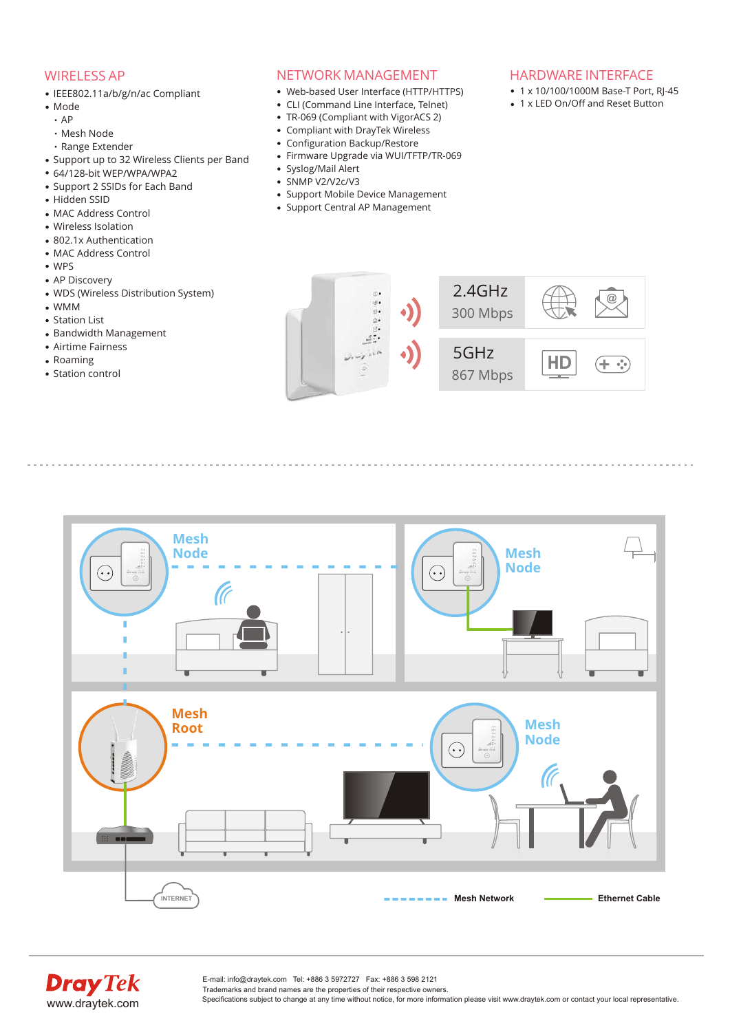## WIRELESS AP

- IEEE802.11a/b/g/n/ac Compliant
- Mode
  - AP
  - Mesh Node
  - Range Extender
- Support up to 32 Wireless Clients per Band
- 64/128-bit WEP/WPA/WPA2
- Support 2 SSIDs for Each Band
- Hidden SSID
- MAC Address Control
- Wireless Isolation
- 802.1x Authentication
- MAC Address Control
- WPS
- AP Discovery
- WDS (Wireless Distribution System)
- WMM
- Station List
- Bandwidth Management
- Airtime Fairness
- Roaming
- Station control

## NETWORK MANAGEMENT

- Web-based User Interface (HTTP/HTTPS)
- CLI (Command Line Interface, Telnet)
- TR-069 (Compliant with VigorACS 2)
- Compliant with DrayTek Wireless
- Configuration Backup/Restore
- Firmware Upgrade via WUI/TFTP/TR-069
- Syslog/Mail Alert
- SNMP V2/V2c/V3
- Support Mobile Device Management
- Support Central AP Management

## HARDWARE INTERFACE

- 1 x 10/100/1000M Base-T Port, RJ-45
- 1 x LED On/Off and Reset Button

2.4GHz
300 Mbps

5GHz
867 Mbps

HD

Mesh Node

Mesh Node

Mesh Root

Mesh Node

INTERNET

Mesh Network

Ethernet Cable

DrayTek
www.draytek.com

E-mail: info@draytek.com Tel: +886 3 5972727 Fax: +886 3 598 2121
Trademarks and brand names are the properties of their respective owners.
Specifications subject to change at any time without notice, for more information please visit www.draytek.com or contact your local representative.